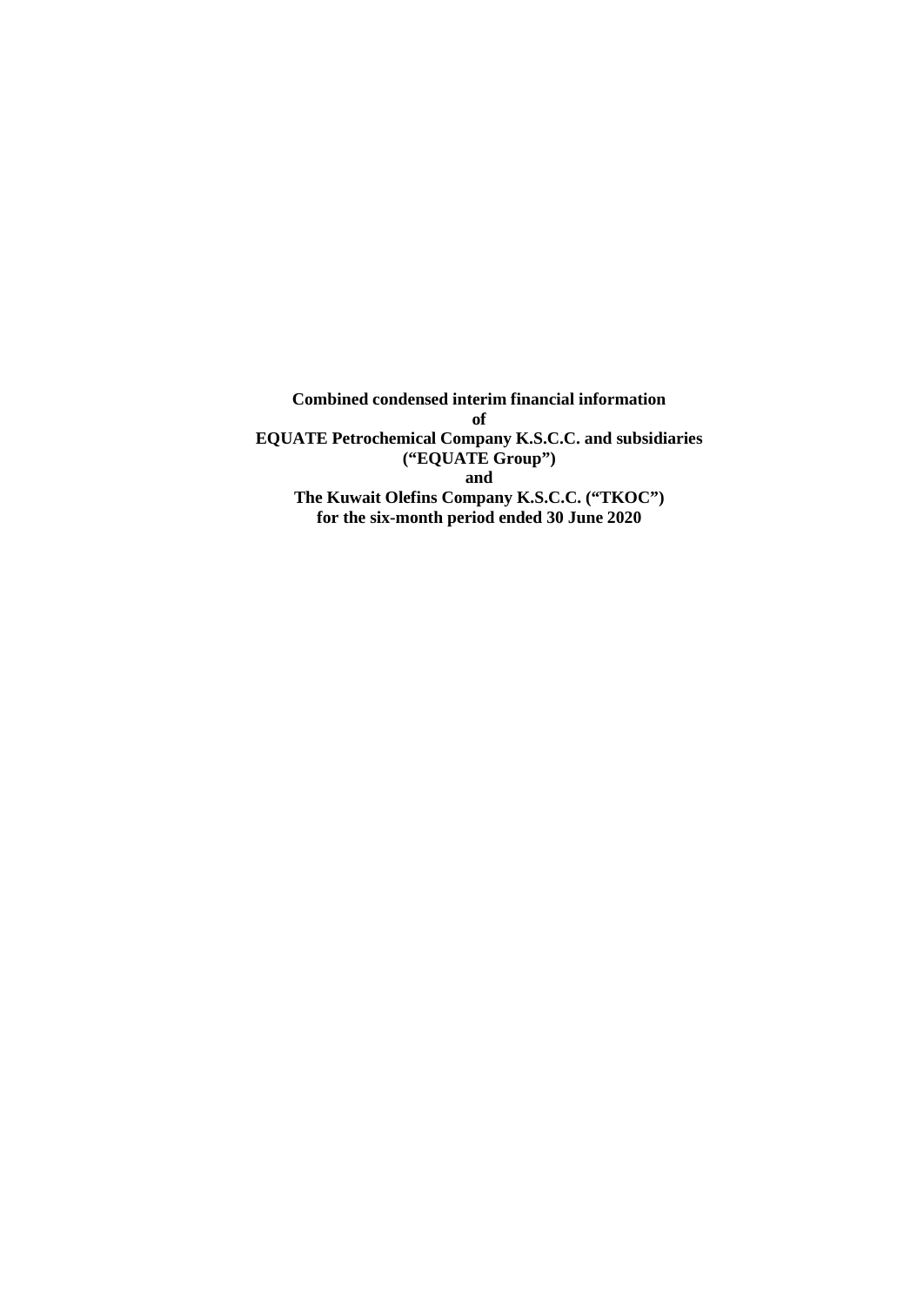**Combined condensed interim financial information**
**of**
**EQUATE Petrochemical Company K.S.C.C. and subsidiaries**
**("EQUATE Group")**
**and**
**The Kuwait Olefins Company K.S.C.C. ("TKOC")**
**for the six-month period ended 30 June 2020**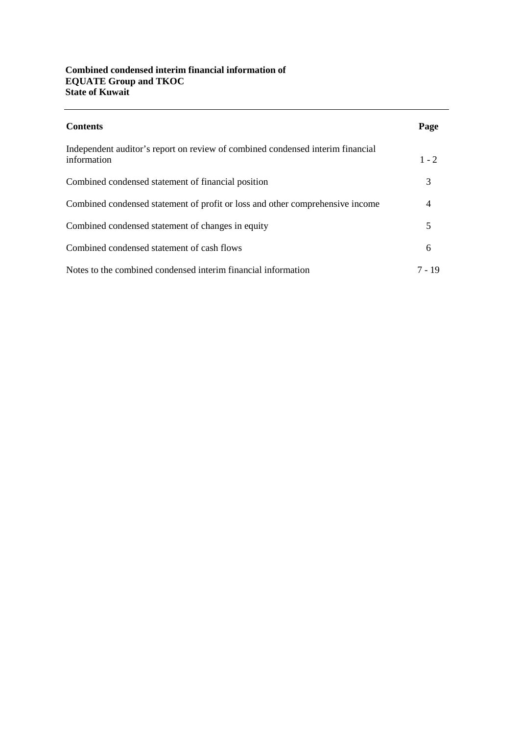**Combined condensed interim financial information of**
**EQUATE Group and TKOC**
**State of Kuwait**

---

| **Contents** | **Page** |
|---|---|
| Independent auditor's report on review of combined condensed interim financial information | 1 - 2 |
| Combined condensed statement of financial position | 3 |
| Combined condensed statement of profit or loss and other comprehensive income | 4 |
| Combined condensed statement of changes in equity | 5 |
| Combined condensed statement of cash flows | 6 |
| Notes to the combined condensed interim financial information | 7 - 19 |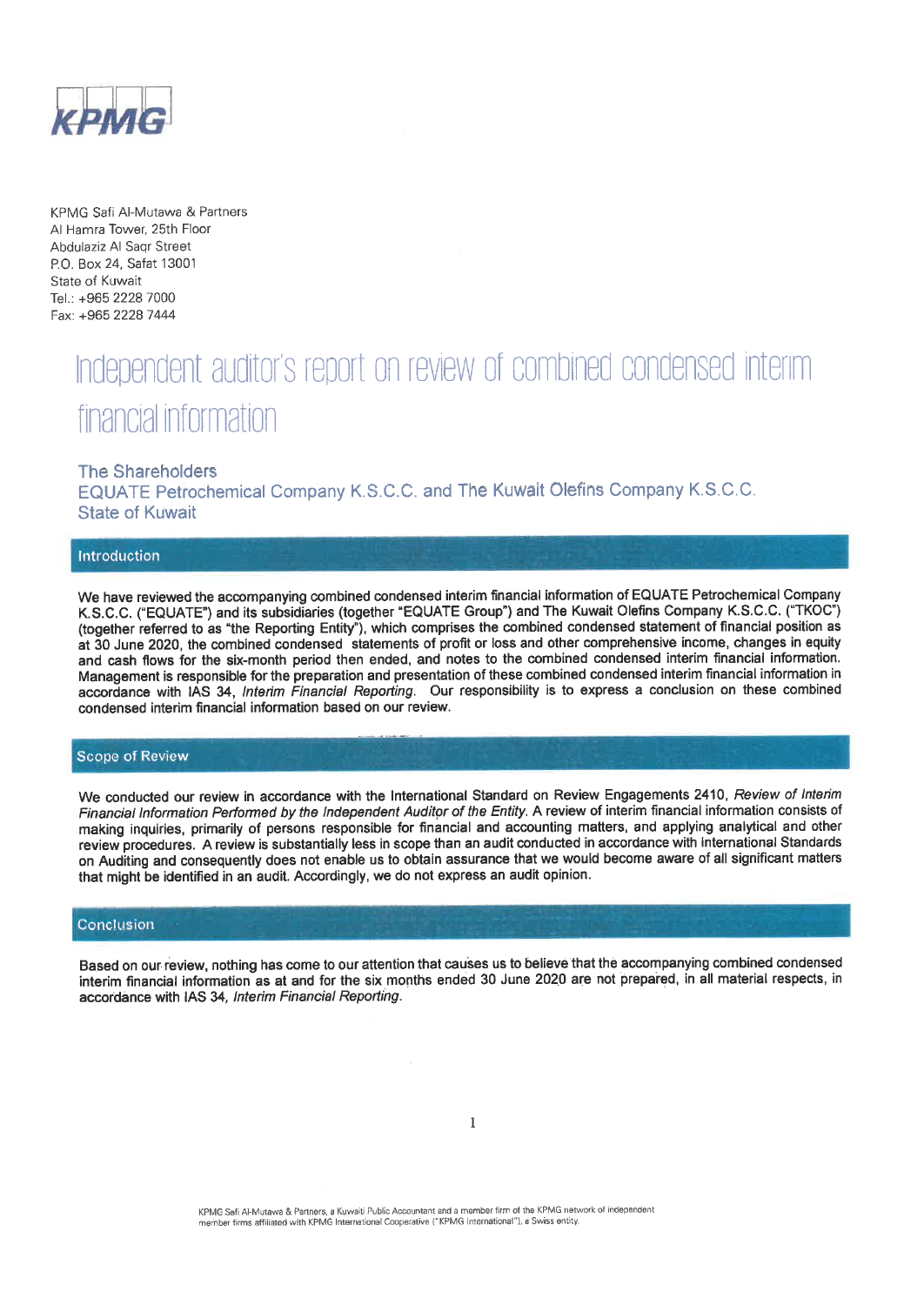KPMG

KPMG Safi Al-Mutawa & Partners
Al Hamra Tower, 25th Floor
Abdulaziz Al Saqr Street
P.O. Box 24, Safat 13001
State of Kuwait
Tel.: +965 2228 7000
Fax: +965 2228 7444

# Independent auditor's report on review of combined condensed interim financial information

The Shareholders
EQUATE Petrochemical Company K.S.C.C. and The Kuwait Olefins Company K.S.C.C.
State of Kuwait

## Introduction

We have reviewed the accompanying combined condensed interim financial information of EQUATE Petrochemical Company K.S.C.C. ("EQUATE") and its subsidiaries (together "EQUATE Group") and The Kuwait Olefins Company K.S.C.C. ("TKOC") (together referred to as "the Reporting Entity"), which comprises the combined condensed statement of financial position as at 30 June 2020, the combined condensed statements of profit or loss and other comprehensive income, changes in equity and cash flows for the six-month period then ended, and notes to the combined condensed interim financial information. Management is responsible for the preparation and presentation of these combined condensed interim financial information in accordance with IAS 34, *Interim Financial Reporting*. Our responsibility is to express a conclusion on these combined condensed interim financial information based on our review.

## Scope of Review

We conducted our review in accordance with the International Standard on Review Engagements 2410, *Review of Interim Financial Information Performed by the Independent Auditor of the Entity*. A review of interim financial information consists of making inquiries, primarily of persons responsible for financial and accounting matters, and applying analytical and other review procedures. A review is substantially less in scope than an audit conducted in accordance with International Standards on Auditing and consequently does not enable us to obtain assurance that we would become aware of all significant matters that might be identified in an audit. Accordingly, we do not express an audit opinion.

## Conclusion

Based on our review, nothing has come to our attention that causes us to believe that the accompanying combined condensed interim financial information as at and for the six months ended 30 June 2020 are not prepared, in all material respects, in accordance with IAS 34, *Interim Financial Reporting*.

KPMG Safi Al-Mutawa & Partners, a Kuwaiti Public Accountant and a member firm of the KPMG network of independent member firms affiliated with KPMG International Cooperative ("KPMG International"), a Swiss entity.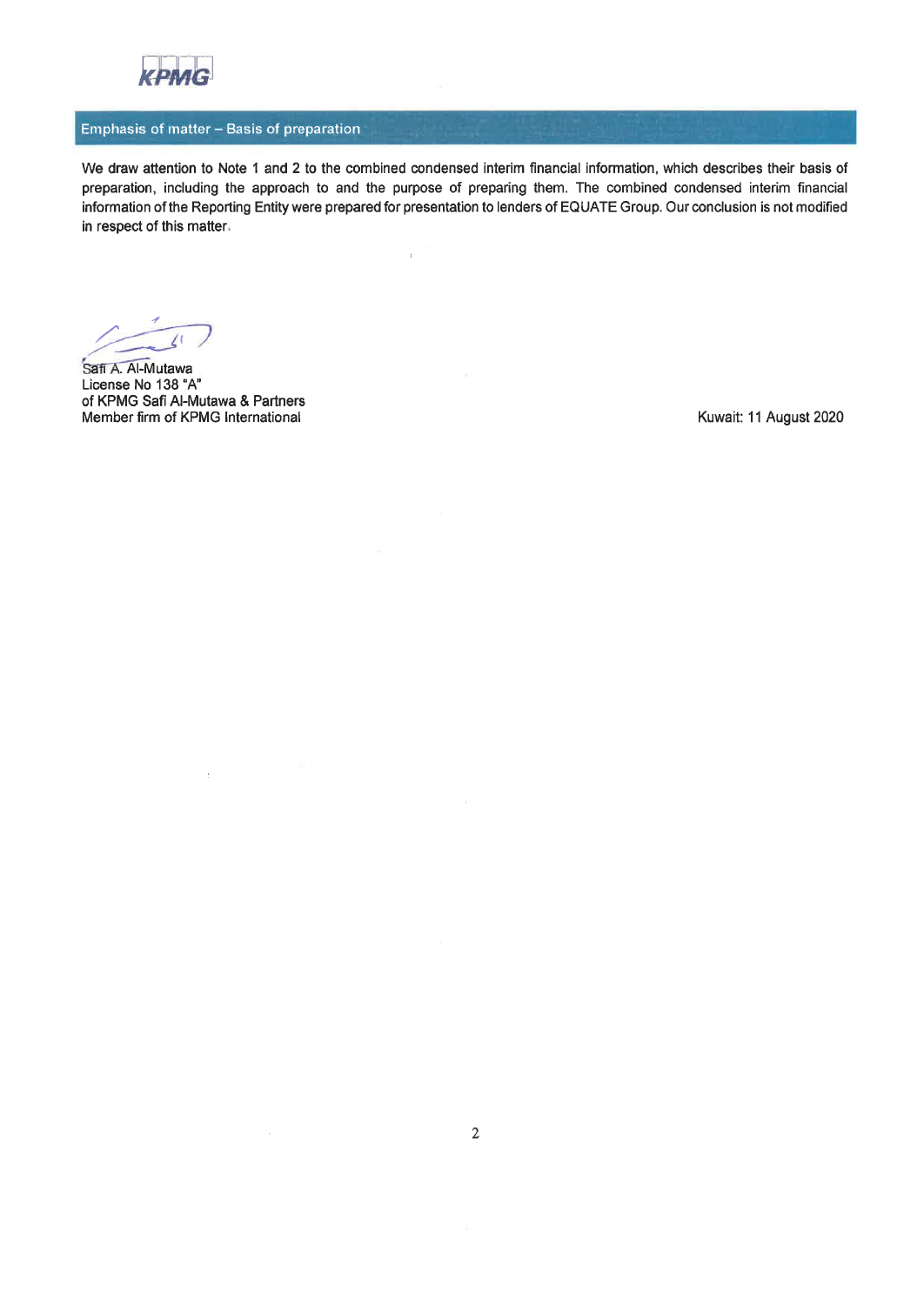## Emphasis of matter – Basis of preparation

We draw attention to Note 1 and 2 to the combined condensed interim financial information, which describes their basis of preparation, including the approach to and the purpose of preparing them. The combined condensed interim financial information of the Reporting Entity were prepared for presentation to lenders of EQUATE Group. Our conclusion is not modified in respect of this matter.

Safi A. Al-Mutawa  
License No 138 "A"  
of KPMG Safi Al-Mutawa & Partners  
Member firm of KPMG International

Kuwait: 11 August 2020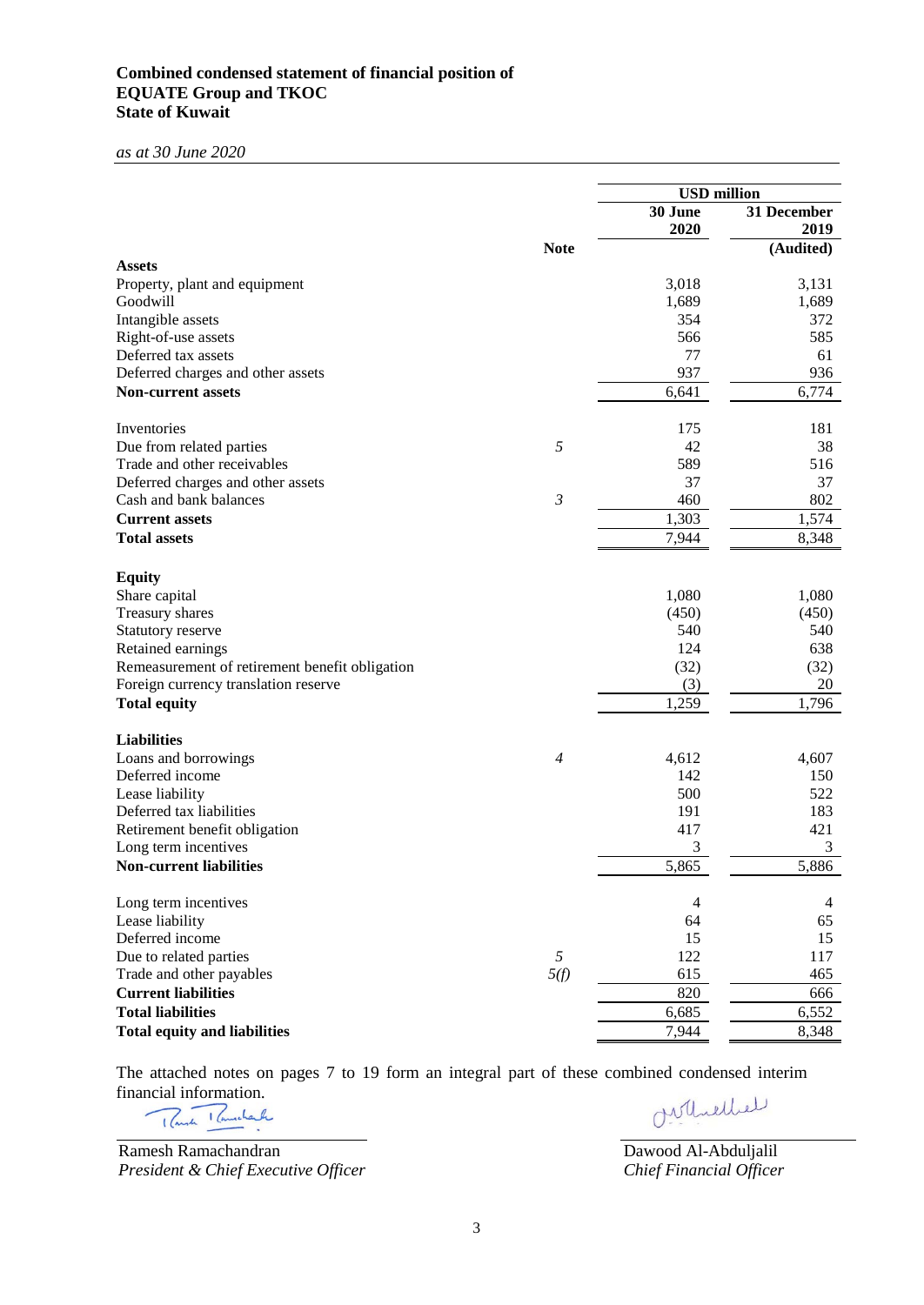**Combined condensed statement of financial position of**
**EQUATE Group and TKOC**
**State of Kuwait**

*as at 30 June 2020*

| | | USD million | |
|---|---|---|---|
| | | **30 June 2020** | **31 December 2019** |
| | **Note** | | **(Audited)** |
| **Assets** | | | |
| Property, plant and equipment | | 3,018 | 3,131 |
| Goodwill | | 1,689 | 1,689 |
| Intangible assets | | 354 | 372 |
| Right-of-use assets | | 566 | 585 |
| Deferred tax assets | | 77 | 61 |
| Deferred charges and other assets | | 937 | 936 |
| **Non-current assets** | | 6,641 | 6,774 |
| | | | |
| Inventories | | 175 | 181 |
| Due from related parties | *5* | 42 | 38 |
| Trade and other receivables | | 589 | 516 |
| Deferred charges and other assets | | 37 | 37 |
| Cash and bank balances | *3* | 460 | 802 |
| **Current assets** | | 1,303 | 1,574 |
| **Total assets** | | 7,944 | 8,348 |
| | | | |
| **Equity** | | | |
| Share capital | | 1,080 | 1,080 |
| Treasury shares | | (450) | (450) |
| Statutory reserve | | 540 | 540 |
| Retained earnings | | 124 | 638 |
| Remeasurement of retirement benefit obligation | | (32) | (32) |
| Foreign currency translation reserve | | (3) | 20 |
| **Total equity** | | 1,259 | 1,796 |
| | | | |
| **Liabilities** | | | |
| Loans and borrowings | *4* | 4,612 | 4,607 |
| Deferred income | | 142 | 150 |
| Lease liability | | 500 | 522 |
| Deferred tax liabilities | | 191 | 183 |
| Retirement benefit obligation | | 417 | 421 |
| Long term incentives | | 3 | 3 |
| **Non-current liabilities** | | 5,865 | 5,886 |
| | | | |
| Long term incentives | | 4 | 4 |
| Lease liability | | 64 | 65 |
| Deferred income | | 15 | 15 |
| Due to related parties | *5* | 122 | 117 |
| Trade and other payables | *5(f)* | 615 | 465 |
| **Current liabilities** | | 820 | 666 |
| **Total liabilities** | | 6,685 | 6,552 |
| **Total equity and liabilities** | | 7,944 | 8,348 |

The attached notes on pages 7 to 19 form an integral part of these combined condensed interim financial information.

Ramesh Ramachandran
*President & Chief Executive Officer*

Dawood Al-Abduljalil
*Chief Financial Officer*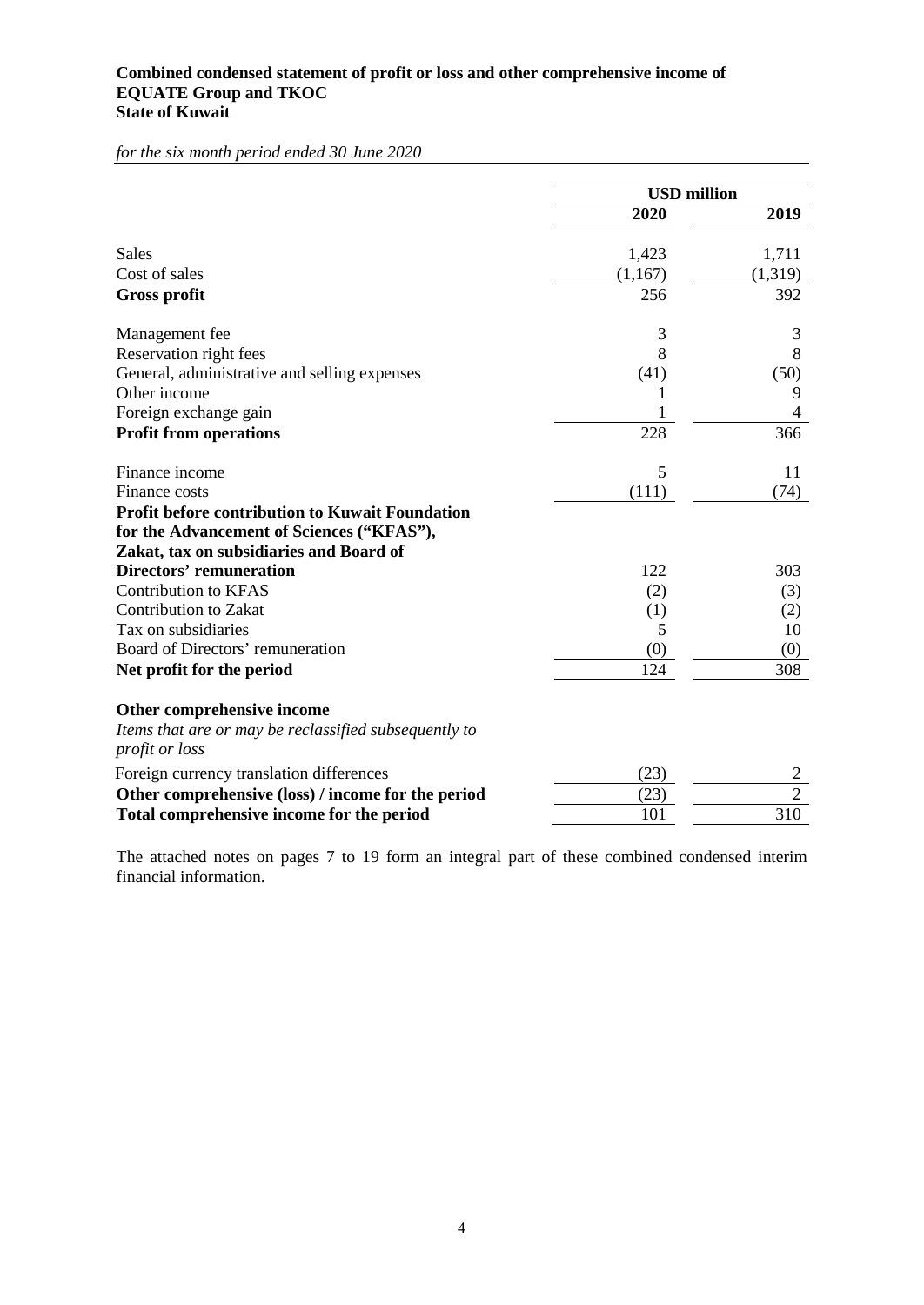**Combined condensed statement of profit or loss and other comprehensive income of EQUATE Group and TKOC**
**State of Kuwait**

*for the six month period ended 30 June 2020*

| | USD million | |
|---|---|---|
| | **2020** | **2019** |
| Sales | 1,423 | 1,711 |
| Cost of sales | (1,167) | (1,319) |
| **Gross profit** | 256 | 392 |
| Management fee | 3 | 3 |
| Reservation right fees | 8 | 8 |
| General, administrative and selling expenses | (41) | (50) |
| Other income | 1 | 9 |
| Foreign exchange gain | 1 | 4 |
| **Profit from operations** | 228 | 366 |
| Finance income | 5 | 11 |
| Finance costs | (111) | (74) |
| **Profit before contribution to Kuwait Foundation for the Advancement of Sciences ("KFAS"), Zakat, tax on subsidiaries and Board of Directors' remuneration** | 122 | 303 |
| Contribution to KFAS | (2) | (3) |
| Contribution to Zakat | (1) | (2) |
| Tax on subsidiaries | 5 | 10 |
| Board of Directors' remuneration | (0) | (0) |
| **Net profit for the period** | 124 | 308 |
| **Other comprehensive income** | | |
| *Items that are or may be reclassified subsequently to profit or loss* | | |
| Foreign currency translation differences | (23) | 2 |
| **Other comprehensive (loss) / income for the period** | (23) | 2 |
| **Total comprehensive income for the period** | 101 | 310 |

The attached notes on pages 7 to 19 form an integral part of these combined condensed interim financial information.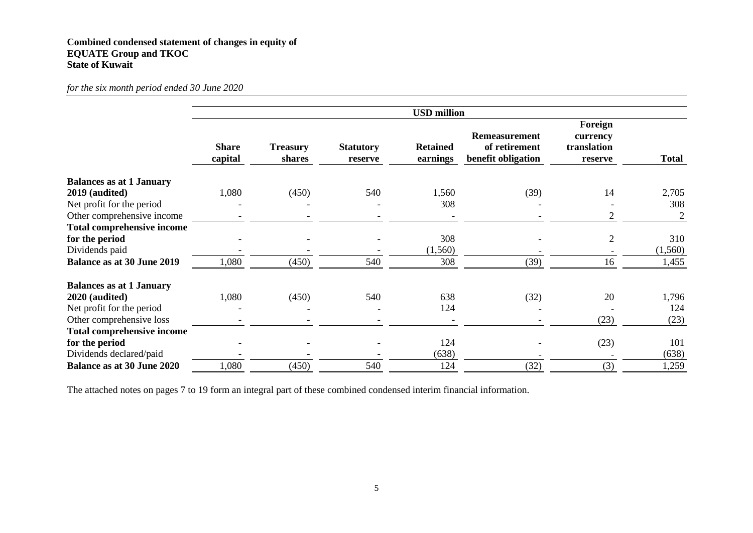**Combined condensed statement of changes in equity of**
**EQUATE Group and TKOC**
**State of Kuwait**

*for the six month period ended 30 June 2020*

| | USD million | | | | | | |
|---|---|---|---|---|---|---|---|
| | **Share capital** | **Treasury shares** | **Statutory reserve** | **Retained earnings** | **Remeasurement of retirement benefit obligation** | **Foreign currency translation reserve** | **Total** |
| **Balances as at 1 January 2019 (audited)** | 1,080 | (450) | 540 | 1,560 | (39) | 14 | 2,705 |
| Net profit for the period | - | - | - | 308 | - | - | 308 |
| Other comprehensive income | - | - | - | - | - | 2 | 2 |
| **Total comprehensive income for the period** | - | - | - | 308 | - | 2 | 310 |
| Dividends paid | - | - | - | (1,560) | - | - | (1,560) |
| **Balance as at 30 June 2019** | 1,080 | (450) | 540 | 308 | (39) | 16 | 1,455 |
| **Balances as at 1 January 2020 (audited)** | 1,080 | (450) | 540 | 638 | (32) | 20 | 1,796 |
| Net profit for the period | - | - | - | 124 | - | - | 124 |
| Other comprehensive loss | - | - | - | - | - | (23) | (23) |
| **Total comprehensive income for the period** | - | - | - | 124 | - | (23) | 101 |
| Dividends declared/paid | - | - | - | (638) | - | - | (638) |
| **Balance as at 30 June 2020** | 1,080 | (450) | 540 | 124 | (32) | (3) | 1,259 |

The attached notes on pages 7 to 19 form an integral part of these combined condensed interim financial information.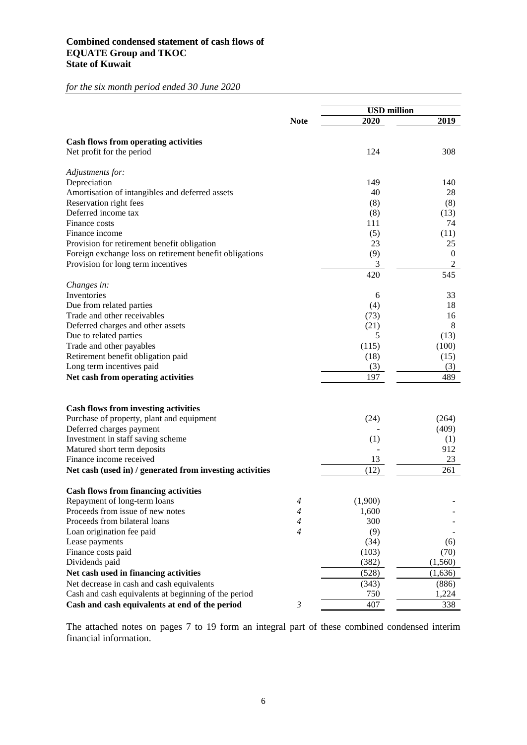**Combined condensed statement of cash flows of**
**EQUATE Group and TKOC**
**State of Kuwait**

*for the six month period ended 30 June 2020*

| | Note | USD million | |
|---|---|---|---|
| | | **2020** | **2019** |
| **Cash flows from operating activities** | | | |
| Net profit for the period | | 124 | 308 |
| *Adjustments for:* | | | |
| Depreciation | | 149 | 140 |
| Amortisation of intangibles and deferred assets | | 40 | 28 |
| Reservation right fees | | (8) | (8) |
| Deferred income tax | | (8) | (13) |
| Finance costs | | 111 | 74 |
| Finance income | | (5) | (11) |
| Provision for retirement benefit obligation | | 23 | 25 |
| Foreign exchange loss on retirement benefit obligations | | (9) | 0 |
| Provision for long term incentives | | 3 | 2 |
| | | 420 | 545 |
| *Changes in:* | | | |
| Inventories | | 6 | 33 |
| Due from related parties | | (4) | 18 |
| Trade and other receivables | | (73) | 16 |
| Deferred charges and other assets | | (21) | 8 |
| Due to related parties | | 5 | (13) |
| Trade and other payables | | (115) | (100) |
| Retirement benefit obligation paid | | (18) | (15) |
| Long term incentives paid | | (3) | (3) |
| **Net cash from operating activities** | | 197 | 489 |
| **Cash flows from investing activities** | | | |
| Purchase of property, plant and equipment | | (24) | (264) |
| Deferred charges payment | | - | (409) |
| Investment in staff saving scheme | | (1) | (1) |
| Matured short term deposits | | - | 912 |
| Finance income received | | 13 | 23 |
| **Net cash (used in) / generated from investing activities** | | (12) | 261 |
| **Cash flows from financing activities** | | | |
| Repayment of long-term loans | *4* | (1,900) | - |
| Proceeds from issue of new notes | *4* | 1,600 | - |
| Proceeds from bilateral loans | *4* | 300 | - |
| Loan origination fee paid | *4* | (9) | - |
| Lease payments | | (34) | (6) |
| Finance costs paid | | (103) | (70) |
| Dividends paid | | (382) | (1,560) |
| **Net cash used in financing activities** | | (528) | (1,636) |
| Net decrease in cash and cash equivalents | | (343) | (886) |
| Cash and cash equivalents at beginning of the period | | 750 | 1,224 |
| **Cash and cash equivalents at end of the period** | *3* | 407 | 338 |

The attached notes on pages 7 to 19 form an integral part of these combined condensed interim financial information.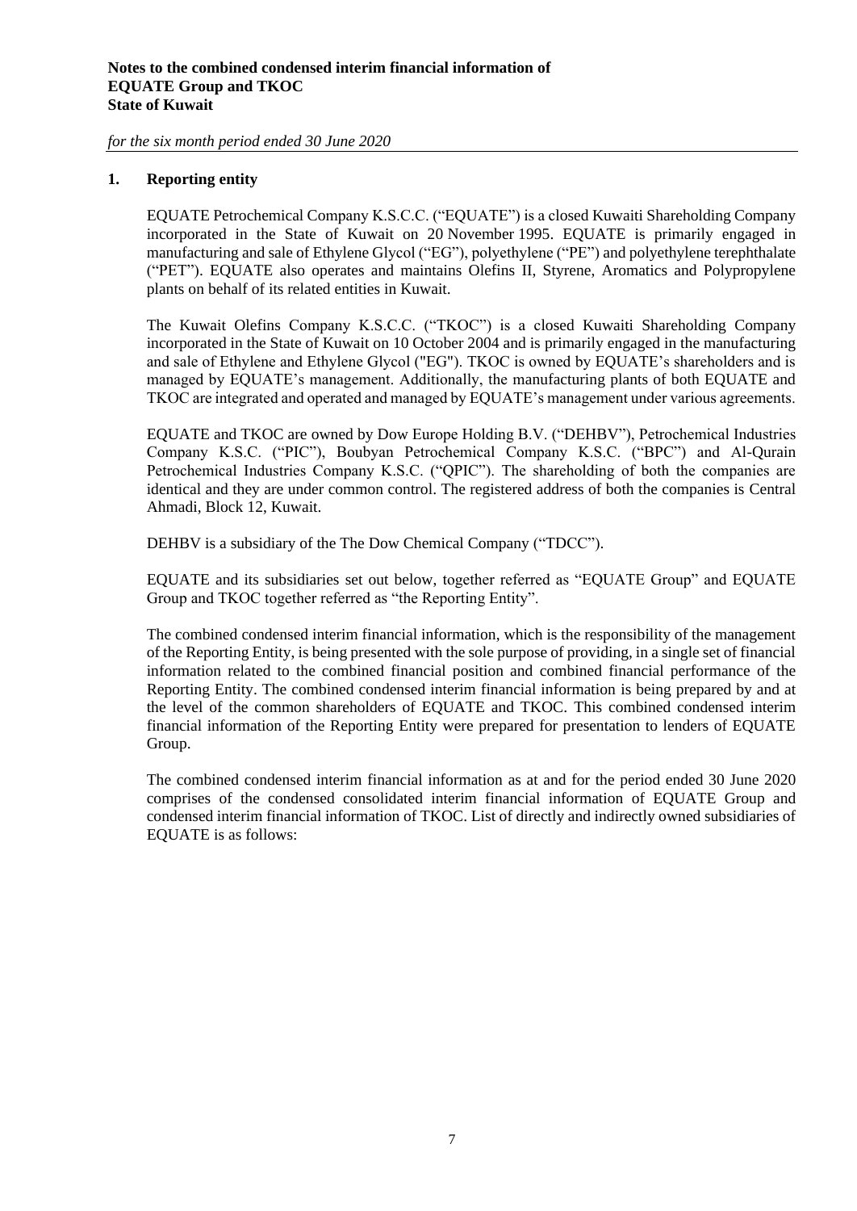## 1. Reporting entity

EQUATE Petrochemical Company K.S.C.C. ("EQUATE") is a closed Kuwaiti Shareholding Company incorporated in the State of Kuwait on 20 November 1995. EQUATE is primarily engaged in manufacturing and sale of Ethylene Glycol ("EG"), polyethylene ("PE") and polyethylene terephthalate ("PET"). EQUATE also operates and maintains Olefins II, Styrene, Aromatics and Polypropylene plants on behalf of its related entities in Kuwait.

The Kuwait Olefins Company K.S.C.C. ("TKOC") is a closed Kuwaiti Shareholding Company incorporated in the State of Kuwait on 10 October 2004 and is primarily engaged in the manufacturing and sale of Ethylene and Ethylene Glycol ("EG"). TKOC is owned by EQUATE's shareholders and is managed by EQUATE's management. Additionally, the manufacturing plants of both EQUATE and TKOC are integrated and operated and managed by EQUATE's management under various agreements.

EQUATE and TKOC are owned by Dow Europe Holding B.V. ("DEHBV"), Petrochemical Industries Company K.S.C. ("PIC"), Boubyan Petrochemical Company K.S.C. ("BPC") and Al-Qurain Petrochemical Industries Company K.S.C. ("QPIC"). The shareholding of both the companies are identical and they are under common control. The registered address of both the companies is Central Ahmadi, Block 12, Kuwait.

DEHBV is a subsidiary of the The Dow Chemical Company ("TDCC").

EQUATE and its subsidiaries set out below, together referred as "EQUATE Group" and EQUATE Group and TKOC together referred as "the Reporting Entity".

The combined condensed interim financial information, which is the responsibility of the management of the Reporting Entity, is being presented with the sole purpose of providing, in a single set of financial information related to the combined financial position and combined financial performance of the Reporting Entity. The combined condensed interim financial information is being prepared by and at the level of the common shareholders of EQUATE and TKOC. This combined condensed interim financial information of the Reporting Entity were prepared for presentation to lenders of EQUATE Group.

The combined condensed interim financial information as at and for the period ended 30 June 2020 comprises of the condensed consolidated interim financial information of EQUATE Group and condensed interim financial information of TKOC. List of directly and indirectly owned subsidiaries of EQUATE is as follows: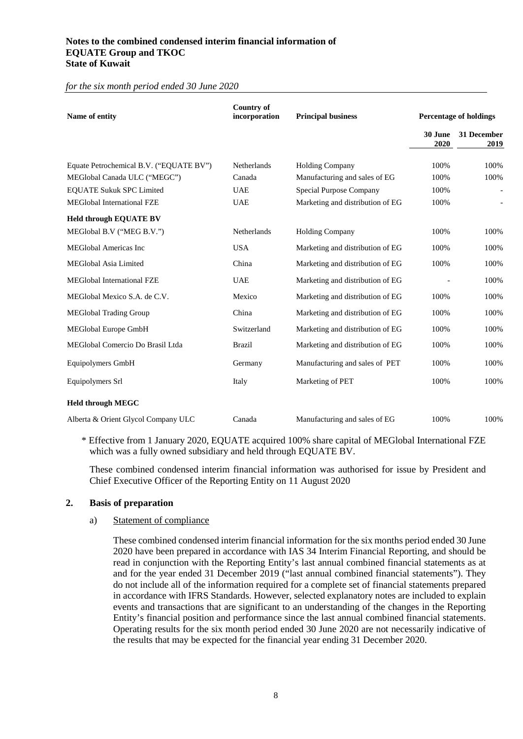**Notes to the combined condensed interim financial information of EQUATE Group and TKOC**
**State of Kuwait**

*for the six month period ended 30 June 2020*

| Name of entity | Country of incorporation | Principal business | Percentage of holdings | |
|---|---|---|---|---|
| | | | 30 June 2020 | 31 December 2019 |
| Equate Petrochemical B.V. ("EQUATE BV") | Netherlands | Holding Company | 100% | 100% |
| MEGlobal Canada ULC ("MEGC") | Canada | Manufacturing and sales of EG | 100% | 100% |
| EQUATE Sukuk SPC Limited | UAE | Special Purpose Company | 100% | - |
| MEGlobal International FZE | UAE | Marketing and distribution of EG | 100% | - |
| **Held through EQUATE BV** | | | | |
| MEGlobal B.V ("MEG B.V.") | Netherlands | Holding Company | 100% | 100% |
| MEGlobal Americas Inc | USA | Marketing and distribution of EG | 100% | 100% |
| MEGlobal Asia Limited | China | Marketing and distribution of EG | 100% | 100% |
| MEGlobal International FZE | UAE | Marketing and distribution of EG | - | 100% |
| MEGlobal Mexico S.A. de C.V. | Mexico | Marketing and distribution of EG | 100% | 100% |
| MEGlobal Trading Group | China | Marketing and distribution of EG | 100% | 100% |
| MEGlobal Europe GmbH | Switzerland | Marketing and distribution of EG | 100% | 100% |
| MEGlobal Comercio Do Brasil Ltda | Brazil | Marketing and distribution of EG | 100% | 100% |
| Equipolymers GmbH | Germany | Manufacturing and sales of PET | 100% | 100% |
| Equipolymers Srl | Italy | Marketing of PET | 100% | 100% |
| **Held through MEGC** | | | | |
| Alberta & Orient Glycol Company ULC | Canada | Manufacturing and sales of EG | 100% | 100% |

\* Effective from 1 January 2020, EQUATE acquired 100% share capital of MEGlobal International FZE which was a fully owned subsidiary and held through EQUATE BV.

These combined condensed interim financial information was authorised for issue by President and Chief Executive Officer of the Reporting Entity on 11 August 2020

## 2. Basis of preparation

### a) Statement of compliance

These combined condensed interim financial information for the six months period ended 30 June 2020 have been prepared in accordance with IAS 34 Interim Financial Reporting, and should be read in conjunction with the Reporting Entity's last annual combined financial statements as at and for the year ended 31 December 2019 ("last annual combined financial statements"). They do not include all of the information required for a complete set of financial statements prepared in accordance with IFRS Standards. However, selected explanatory notes are included to explain events and transactions that are significant to an understanding of the changes in the Reporting Entity's financial position and performance since the last annual combined financial statements. Operating results for the six month period ended 30 June 2020 are not necessarily indicative of the results that may be expected for the financial year ending 31 December 2020.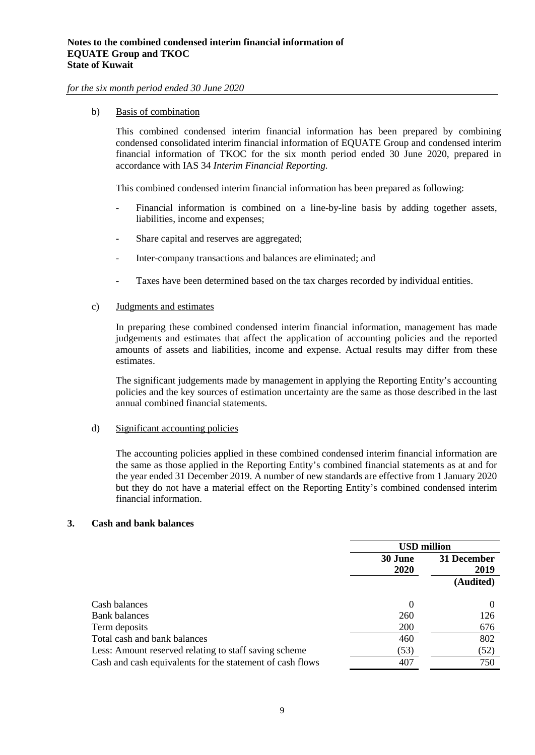b) Basis of combination

This combined condensed interim financial information has been prepared by combining condensed consolidated interim financial information of EQUATE Group and condensed interim financial information of TKOC for the six month period ended 30 June 2020, prepared in accordance with IAS 34 *Interim Financial Reporting.*

This combined condensed interim financial information has been prepared as following:

- Financial information is combined on a line-by-line basis by adding together assets, liabilities, income and expenses;
- Share capital and reserves are aggregated;
- Inter-company transactions and balances are eliminated; and
- Taxes have been determined based on the tax charges recorded by individual entities.

c) Judgments and estimates

In preparing these combined condensed interim financial information, management has made judgements and estimates that affect the application of accounting policies and the reported amounts of assets and liabilities, income and expense. Actual results may differ from these estimates.

The significant judgements made by management in applying the Reporting Entity's accounting policies and the key sources of estimation uncertainty are the same as those described in the last annual combined financial statements.

d) Significant accounting policies

The accounting policies applied in these combined condensed interim financial information are the same as those applied in the Reporting Entity's combined financial statements as at and for the year ended 31 December 2019. A number of new standards are effective from 1 January 2020 but they do not have a material effect on the Reporting Entity's combined condensed interim financial information.

## 3. Cash and bank balances

| | USD million | |
|---|---|---|
| | **30 June 2020** | **31 December 2019** |
| | | **(Audited)** |
| Cash balances | 0 | 0 |
| Bank balances | 260 | 126 |
| Term deposits | 200 | 676 |
| Total cash and bank balances | 460 | 802 |
| Less: Amount reserved relating to staff saving scheme | (53) | (52) |
| Cash and cash equivalents for the statement of cash flows | 407 | 750 |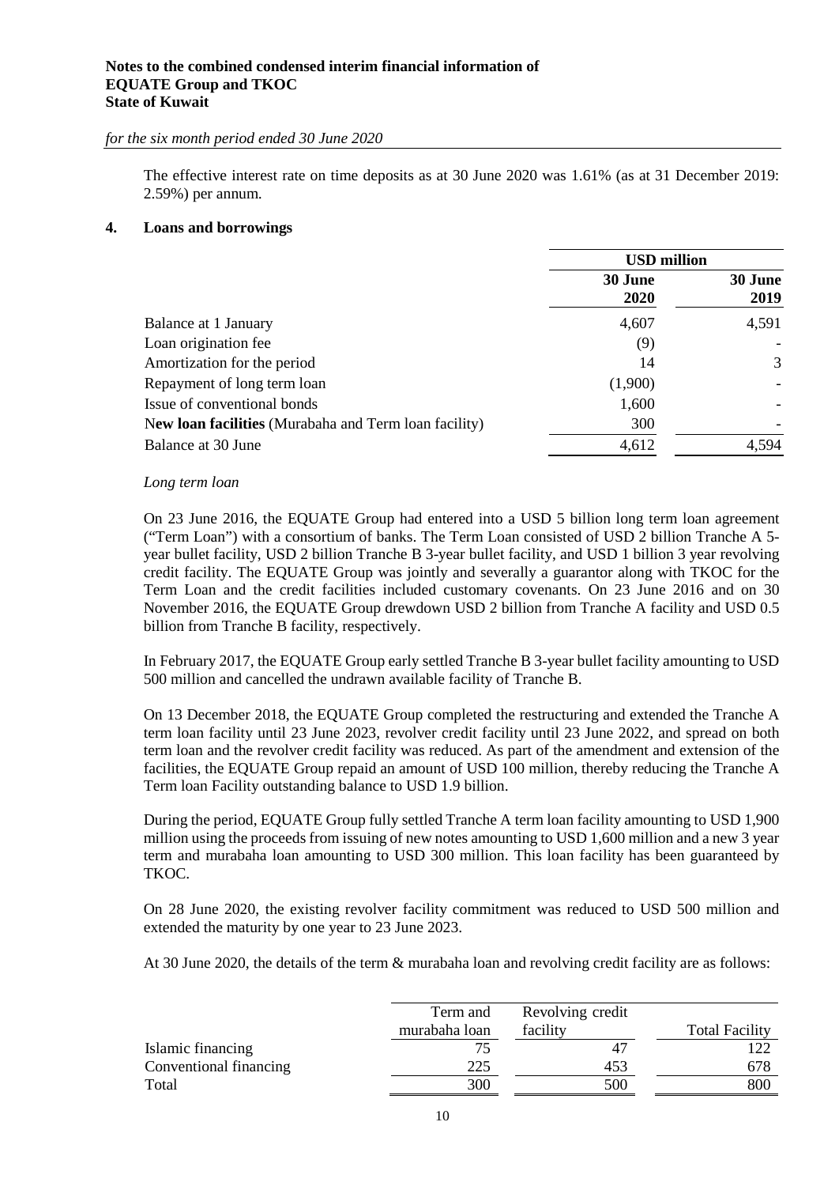The effective interest rate on time deposits as at 30 June 2020 was 1.61% (as at 31 December 2019: 2.59%) per annum.

## 4. Loans and borrowings

| | USD million | |
|---|---|---|
| | 30 June 2020 | 30 June 2019 |
| Balance at 1 January | 4,607 | 4,591 |
| Loan origination fee | (9) | - |
| Amortization for the period | 14 | 3 |
| Repayment of long term loan | (1,900) | - |
| Issue of conventional bonds | 1,600 | - |
| N**ew loan facilities** (Murabaha and Term loan facility) | 300 | - |
| Balance at 30 June | 4,612 | 4,594 |

*Long term loan*

On 23 June 2016, the EQUATE Group had entered into a USD 5 billion long term loan agreement ("Term Loan") with a consortium of banks. The Term Loan consisted of USD 2 billion Tranche A 5-year bullet facility, USD 2 billion Tranche B 3-year bullet facility, and USD 1 billion 3 year revolving credit facility. The EQUATE Group was jointly and severally a guarantor along with TKOC for the Term Loan and the credit facilities included customary covenants. On 23 June 2016 and on 30 November 2016, the EQUATE Group drewdown USD 2 billion from Tranche A facility and USD 0.5 billion from Tranche B facility, respectively.

In February 2017, the EQUATE Group early settled Tranche B 3-year bullet facility amounting to USD 500 million and cancelled the undrawn available facility of Tranche B.

On 13 December 2018, the EQUATE Group completed the restructuring and extended the Tranche A term loan facility until 23 June 2023, revolver credit facility until 23 June 2022, and spread on both term loan and the revolver credit facility was reduced. As part of the amendment and extension of the facilities, the EQUATE Group repaid an amount of USD 100 million, thereby reducing the Tranche A Term loan Facility outstanding balance to USD 1.9 billion.

During the period, EQUATE Group fully settled Tranche A term loan facility amounting to USD 1,900 million using the proceeds from issuing of new notes amounting to USD 1,600 million and a new 3 year term and murabaha loan amounting to USD 300 million. This loan facility has been guaranteed by TKOC.

On 28 June 2020, the existing revolver facility commitment was reduced to USD 500 million and extended the maturity by one year to 23 June 2023.

At 30 June 2020, the details of the term & murabaha loan and revolving credit facility are as follows:

| | Term and murabaha loan | Revolving credit facility | Total Facility |
|---|---|---|---|
| Islamic financing | 75 | 47 | 122 |
| Conventional financing | 225 | 453 | 678 |
| Total | 300 | 500 | 800 |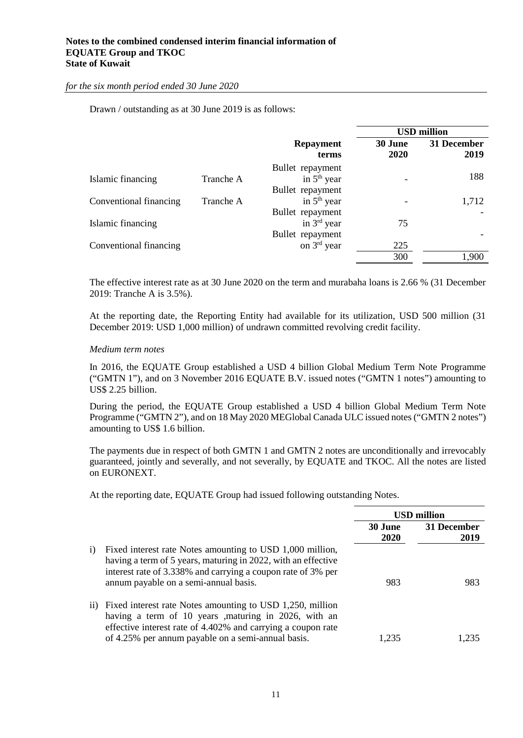Drawn / outstanding as at 30 June 2019 is as follows:

| | | | USD million | |
|---|---|---|---|---|
| | | Repayment terms | 30 June 2020 | 31 December 2019 |
| Islamic financing | Tranche A | Bullet repayment in 5th year | - | 188 |
| Conventional financing | Tranche A | Bullet repayment in 5th year | - | 1,712 |
| Islamic financing | | Bullet repayment in 3rd year | 75 | - |
| Conventional financing | | Bullet repayment on 3rd year | 225 | - |
| | | | 300 | 1,900 |

The effective interest rate as at 30 June 2020 on the term and murabaha loans is 2.66 % (31 December 2019: Tranche A is 3.5%).

At the reporting date, the Reporting Entity had available for its utilization, USD 500 million (31 December 2019: USD 1,000 million) of undrawn committed revolving credit facility.

*Medium term notes*

In 2016, the EQUATE Group established a USD 4 billion Global Medium Term Note Programme ("GMTN 1"), and on 3 November 2016 EQUATE B.V. issued notes ("GMTN 1 notes") amounting to US$ 2.25 billion.

During the period, the EQUATE Group established a USD 4 billion Global Medium Term Note Programme ("GMTN 2"), and on 18 May 2020 MEGlobal Canada ULC issued notes ("GMTN 2 notes") amounting to US$ 1.6 billion.

The payments due in respect of both GMTN 1 and GMTN 2 notes are unconditionally and irrevocably guaranteed, jointly and severally, and not severally, by EQUATE and TKOC. All the notes are listed on EURONEXT.

At the reporting date, EQUATE Group had issued following outstanding Notes.

| | USD million | |
|---|---|---|
| | 30 June 2020 | 31 December 2019 |
| i) Fixed interest rate Notes amounting to USD 1,000 million, having a term of 5 years, maturing in 2022, with an effective interest rate of 3.338% and carrying a coupon rate of 3% per annum payable on a semi-annual basis. | 983 | 983 |
| ii) Fixed interest rate Notes amounting to USD 1,250, million having a term of 10 years ,maturing in 2026, with an effective interest rate of 4.402% and carrying a coupon rate of 4.25% per annum payable on a semi-annual basis. | 1,235 | 1,235 |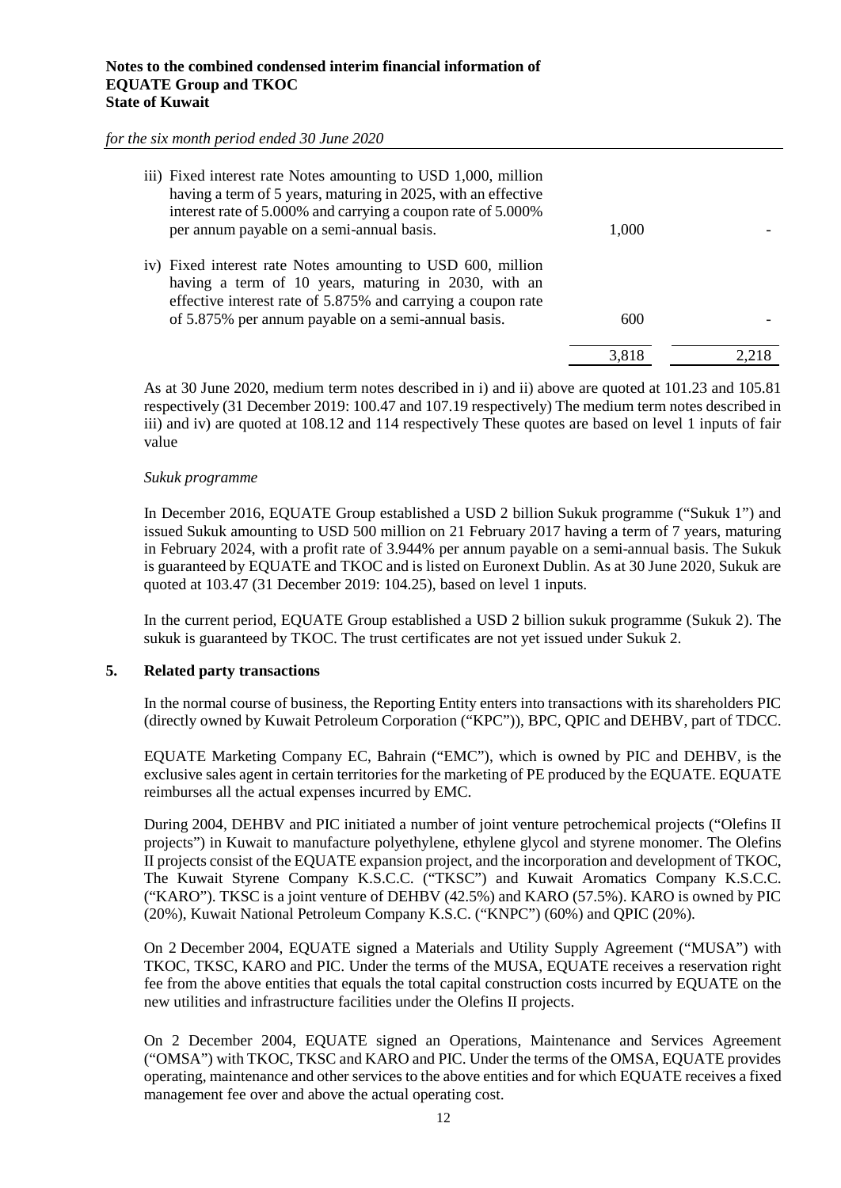iii) Fixed interest rate Notes amounting to USD 1,000, million having a term of 5 years, maturing in 2025, with an effective interest rate of 5.000% and carrying a coupon rate of 5.000% per annum payable on a semi-annual basis.

iv) Fixed interest rate Notes amounting to USD 600, million having a term of 10 years, maturing in 2030, with an effective interest rate of 5.875% and carrying a coupon rate of 5.875% per annum payable on a semi-annual basis.

| | | |
|---|---|---|
| iii) | 1,000 | - |
| iv) | 600 | - |
| | 3,818 | 2,218 |

As at 30 June 2020, medium term notes described in i) and ii) above are quoted at 101.23 and 105.81 respectively (31 December 2019: 100.47 and 107.19 respectively) The medium term notes described in iii) and iv) are quoted at 108.12 and 114 respectively These quotes are based on level 1 inputs of fair value

*Sukuk programme*

In December 2016, EQUATE Group established a USD 2 billion Sukuk programme ("Sukuk 1") and issued Sukuk amounting to USD 500 million on 21 February 2017 having a term of 7 years, maturing in February 2024, with a profit rate of 3.944% per annum payable on a semi-annual basis. The Sukuk is guaranteed by EQUATE and TKOC and is listed on Euronext Dublin. As at 30 June 2020, Sukuk are quoted at 103.47 (31 December 2019: 104.25), based on level 1 inputs.

In the current period, EQUATE Group established a USD 2 billion sukuk programme (Sukuk 2). The sukuk is guaranteed by TKOC. The trust certificates are not yet issued under Sukuk 2.

## 5. Related party transactions

In the normal course of business, the Reporting Entity enters into transactions with its shareholders PIC (directly owned by Kuwait Petroleum Corporation ("KPC")), BPC, QPIC and DEHBV, part of TDCC.

EQUATE Marketing Company EC, Bahrain ("EMC"), which is owned by PIC and DEHBV, is the exclusive sales agent in certain territories for the marketing of PE produced by the EQUATE. EQUATE reimburses all the actual expenses incurred by EMC.

During 2004, DEHBV and PIC initiated a number of joint venture petrochemical projects ("Olefins II projects") in Kuwait to manufacture polyethylene, ethylene glycol and styrene monomer. The Olefins II projects consist of the EQUATE expansion project, and the incorporation and development of TKOC, The Kuwait Styrene Company K.S.C.C. ("TKSC") and Kuwait Aromatics Company K.S.C.C. ("KARO"). TKSC is a joint venture of DEHBV (42.5%) and KARO (57.5%). KARO is owned by PIC (20%), Kuwait National Petroleum Company K.S.C. ("KNPC") (60%) and QPIC (20%).

On 2 December 2004, EQUATE signed a Materials and Utility Supply Agreement ("MUSA") with TKOC, TKSC, KARO and PIC. Under the terms of the MUSA, EQUATE receives a reservation right fee from the above entities that equals the total capital construction costs incurred by EQUATE on the new utilities and infrastructure facilities under the Olefins II projects.

On 2 December 2004, EQUATE signed an Operations, Maintenance and Services Agreement ("OMSA") with TKOC, TKSC and KARO and PIC. Under the terms of the OMSA, EQUATE provides operating, maintenance and other services to the above entities and for which EQUATE receives a fixed management fee over and above the actual operating cost.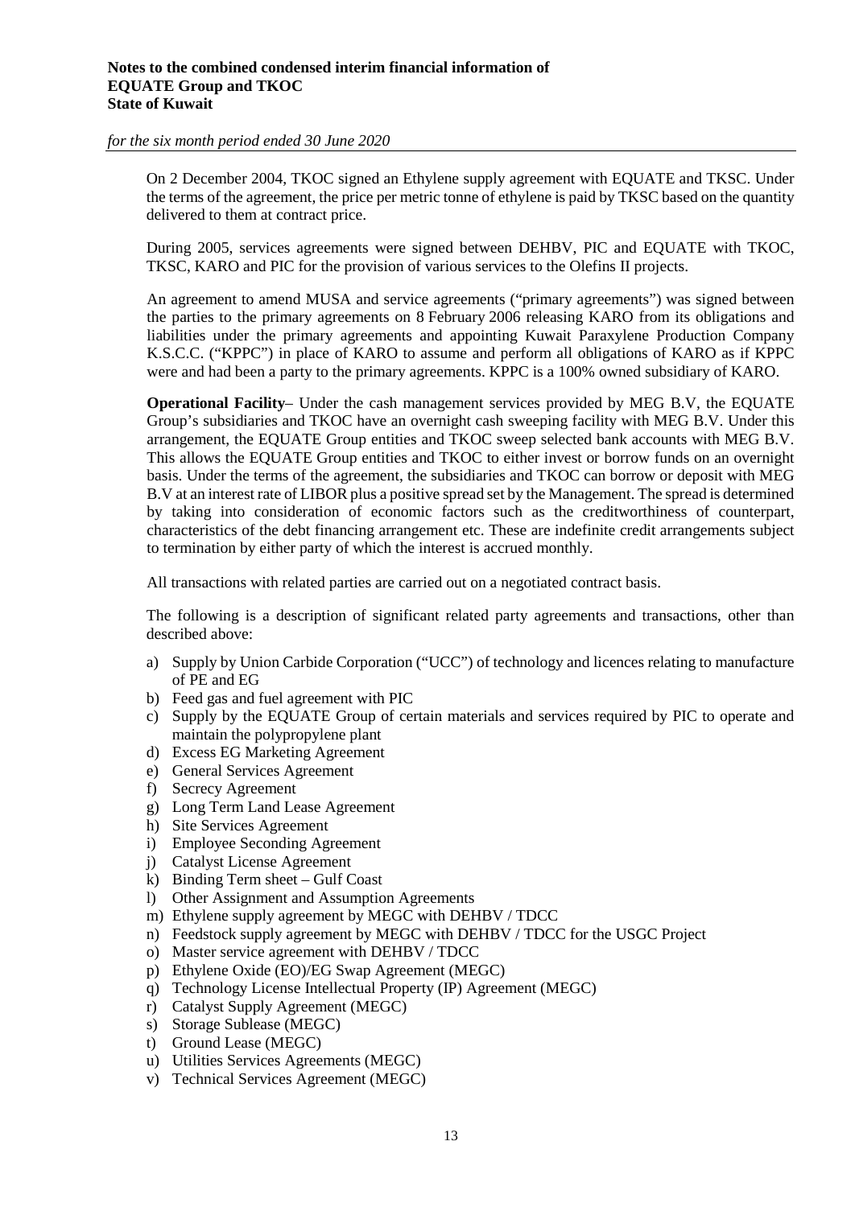On 2 December 2004, TKOC signed an Ethylene supply agreement with EQUATE and TKSC. Under the terms of the agreement, the price per metric tonne of ethylene is paid by TKSC based on the quantity delivered to them at contract price.

During 2005, services agreements were signed between DEHBV, PIC and EQUATE with TKOC, TKSC, KARO and PIC for the provision of various services to the Olefins II projects.

An agreement to amend MUSA and service agreements ("primary agreements") was signed between the parties to the primary agreements on 8 February 2006 releasing KARO from its obligations and liabilities under the primary agreements and appointing Kuwait Paraxylene Production Company K.S.C.C. ("KPPC") in place of KARO to assume and perform all obligations of KARO as if KPPC were and had been a party to the primary agreements. KPPC is a 100% owned subsidiary of KARO.

**Operational Facility**– Under the cash management services provided by MEG B.V, the EQUATE Group's subsidiaries and TKOC have an overnight cash sweeping facility with MEG B.V. Under this arrangement, the EQUATE Group entities and TKOC sweep selected bank accounts with MEG B.V. This allows the EQUATE Group entities and TKOC to either invest or borrow funds on an overnight basis. Under the terms of the agreement, the subsidiaries and TKOC can borrow or deposit with MEG B.V at an interest rate of LIBOR plus a positive spread set by the Management. The spread is determined by taking into consideration of economic factors such as the creditworthiness of counterpart, characteristics of the debt financing arrangement etc. These are indefinite credit arrangements subject to termination by either party of which the interest is accrued monthly.

All transactions with related parties are carried out on a negotiated contract basis.

The following is a description of significant related party agreements and transactions, other than described above:

a) Supply by Union Carbide Corporation ("UCC") of technology and licences relating to manufacture of PE and EG
b) Feed gas and fuel agreement with PIC
c) Supply by the EQUATE Group of certain materials and services required by PIC to operate and maintain the polypropylene plant
d) Excess EG Marketing Agreement
e) General Services Agreement
f) Secrecy Agreement
g) Long Term Land Lease Agreement
h) Site Services Agreement
i) Employee Seconding Agreement
j) Catalyst License Agreement
k) Binding Term sheet – Gulf Coast
l) Other Assignment and Assumption Agreements
m) Ethylene supply agreement by MEGC with DEHBV / TDCC
n) Feedstock supply agreement by MEGC with DEHBV / TDCC for the USGC Project
o) Master service agreement with DEHBV / TDCC
p) Ethylene Oxide (EO)/EG Swap Agreement (MEGC)
q) Technology License Intellectual Property (IP) Agreement (MEGC)
r) Catalyst Supply Agreement (MEGC)
s) Storage Sublease (MEGC)
t) Ground Lease (MEGC)
u) Utilities Services Agreements (MEGC)
v) Technical Services Agreement (MEGC)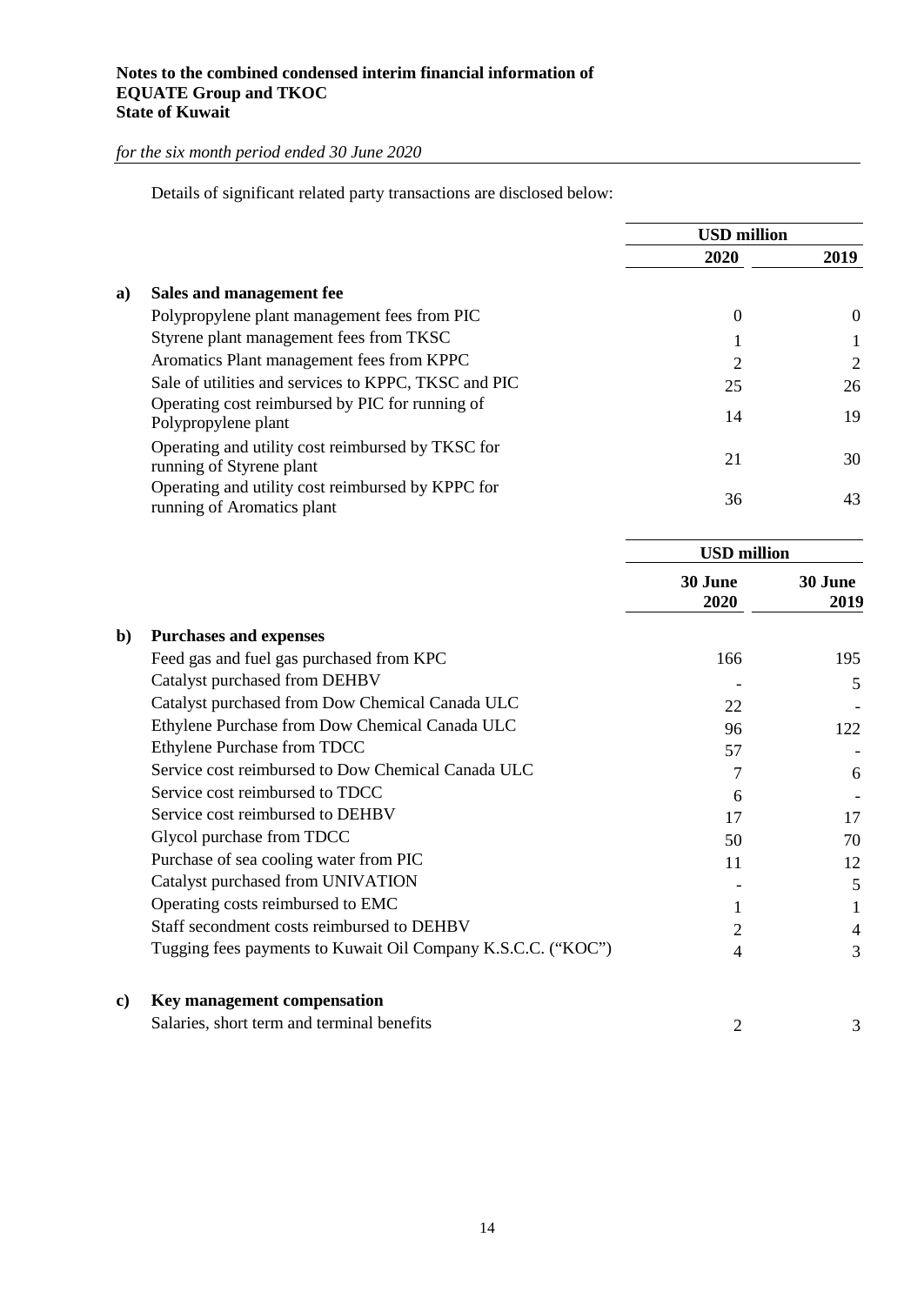**Notes to the combined condensed interim financial information of**
**EQUATE Group and TKOC**
**State of Kuwait**

*for the six month period ended 30 June 2020*

Details of significant related party transactions are disclosed below:

| | | USD million | |
|---|---|---|---|
| | | **2020** | **2019** |
| **a)** | **Sales and management fee** | | |
| | Polypropylene plant management fees from PIC | 0 | 0 |
| | Styrene plant management fees from TKSC | 1 | 1 |
| | Aromatics Plant management fees from KPPC | 2 | 2 |
| | Sale of utilities and services to KPPC, TKSC and PIC | 25 | 26 |
| | Operating cost reimbursed by PIC for running of Polypropylene plant | 14 | 19 |
| | Operating and utility cost reimbursed by TKSC for running of Styrene plant | 21 | 30 |
| | Operating and utility cost reimbursed by KPPC for running of Aromatics plant | 36 | 43 |

| | | USD million | |
|---|---|---|---|
| | | **30 June 2020** | **30 June 2019** |
| **b)** | **Purchases and expenses** | | |
| | Feed gas and fuel gas purchased from KPC | 166 | 195 |
| | Catalyst purchased from DEHBV | - | 5 |
| | Catalyst purchased from Dow Chemical Canada ULC | 22 | - |
| | Ethylene Purchase from Dow Chemical Canada ULC | 96 | 122 |
| | Ethylene Purchase from TDCC | 57 | - |
| | Service cost reimbursed to Dow Chemical Canada ULC | 7 | 6 |
| | Service cost reimbursed to TDCC | 6 | - |
| | Service cost reimbursed to DEHBV | 17 | 17 |
| | Glycol purchase from TDCC | 50 | 70 |
| | Purchase of sea cooling water from PIC | 11 | 12 |
| | Catalyst purchased from UNIVATION | - | 5 |
| | Operating costs reimbursed to EMC | 1 | 1 |
| | Staff secondment costs reimbursed to DEHBV | 2 | 4 |
| | Tugging fees payments to Kuwait Oil Company K.S.C.C. ("KOC") | 4 | 3 |
| **c)** | **Key management compensation** | | |
| | Salaries, short term and terminal benefits | 2 | 3 |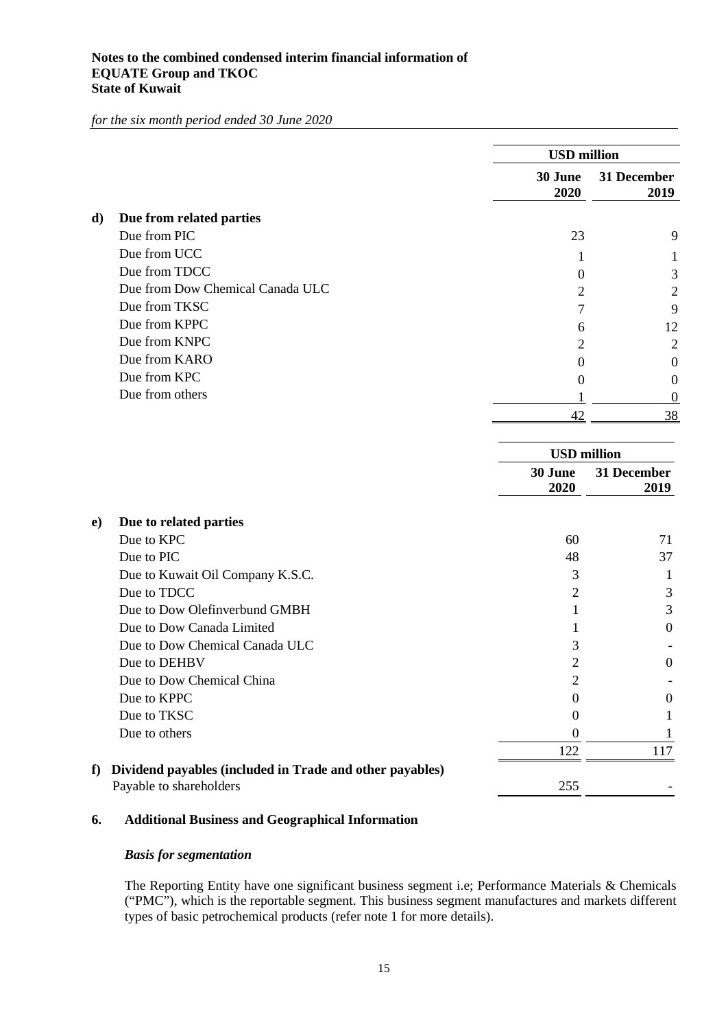**Notes to the combined condensed interim financial information of EQUATE Group and TKOC State of Kuwait**

*for the six month period ended 30 June 2020*

| | USD million | |
|---|---|---|
| | 30 June 2020 | 31 December 2019 |
| **d) Due from related parties** | | |
| Due from PIC | 23 | 9 |
| Due from UCC | 1 | 1 |
| Due from TDCC | 0 | 3 |
| Due from Dow Chemical Canada ULC | 2 | 2 |
| Due from TKSC | 7 | 9 |
| Due from KPPC | 6 | 12 |
| Due from KNPC | 2 | 2 |
| Due from KARO | 0 | 0 |
| Due from KPC | 0 | 0 |
| Due from others | 1 | 0 |
| | 42 | 38 |

| | USD million | |
|---|---|---|
| | 30 June 2020 | 31 December 2019 |
| **e) Due to related parties** | | |
| Due to KPC | 60 | 71 |
| Due to PIC | 48 | 37 |
| Due to Kuwait Oil Company K.S.C. | 3 | 1 |
| Due to TDCC | 2 | 3 |
| Due to Dow Olefinverbund GMBH | 1 | 3 |
| Due to Dow Canada Limited | 1 | 0 |
| Due to Dow Chemical Canada ULC | 3 | - |
| Due to DEHBV | 2 | 0 |
| Due to Dow Chemical China | 2 | - |
| Due to KPPC | 0 | 0 |
| Due to TKSC | 0 | 1 |
| Due to others | 0 | 1 |
| | 122 | 117 |
| **f) Dividend payables (included in Trade and other payables)** | | |
| Payable to shareholders | 255 | - |

## 6. Additional Business and Geographical Information

***Basis for segmentation***

The Reporting Entity have one significant business segment i.e; Performance Materials & Chemicals ("PMC"), which is the reportable segment. This business segment manufactures and markets different types of basic petrochemical products (refer note 1 for more details).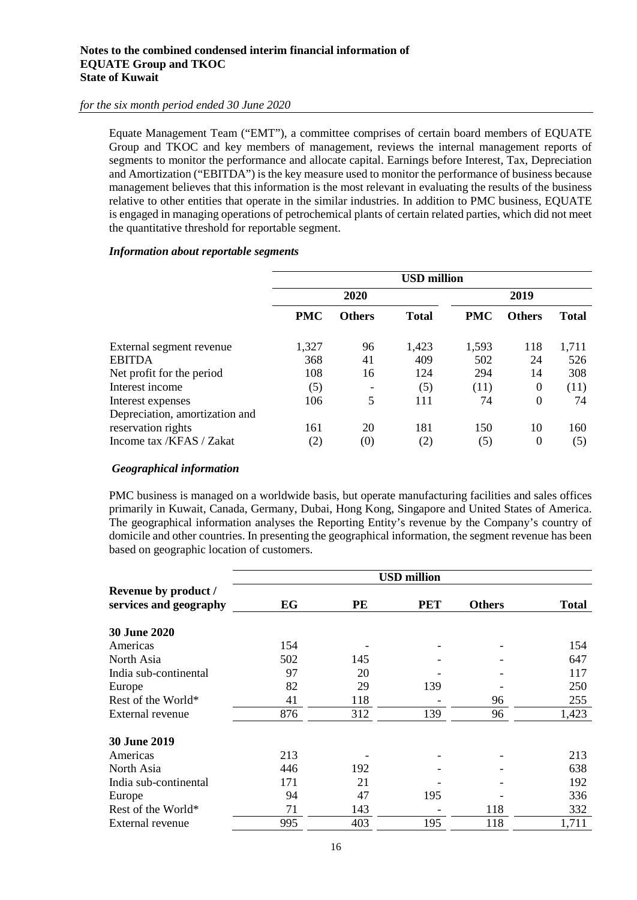Equate Management Team ("EMT"), a committee comprises of certain board members of EQUATE Group and TKOC and key members of management, reviews the internal management reports of segments to monitor the performance and allocate capital. Earnings before Interest, Tax, Depreciation and Amortization ("EBITDA") is the key measure used to monitor the performance of business because management believes that this information is the most relevant in evaluating the results of the business relative to other entities that operate in the similar industries. In addition to PMC business, EQUATE is engaged in managing operations of petrochemical plants of certain related parties, which did not meet the quantitative threshold for reportable segment.

### *Information about reportable segments*

| | USD million | | | | | |
|---|---|---|---|---|---|---|
| | 2020 | | | 2019 | | |
| | **PMC** | **Others** | **Total** | **PMC** | **Others** | **Total** |
| External segment revenue | 1,327 | 96 | 1,423 | 1,593 | 118 | 1,711 |
| EBITDA | 368 | 41 | 409 | 502 | 24 | 526 |
| Net profit for the period | 108 | 16 | 124 | 294 | 14 | 308 |
| Interest income | (5) | - | (5) | (11) | 0 | (11) |
| Interest expenses | 106 | 5 | 111 | 74 | 0 | 74 |
| Depreciation, amortization and reservation rights | 161 | 20 | 181 | 150 | 10 | 160 |
| Income tax /KFAS / Zakat | (2) | (0) | (2) | (5) | 0 | (5) |

### *Geographical information*

PMC business is managed on a worldwide basis, but operate manufacturing facilities and sales offices primarily in Kuwait, Canada, Germany, Dubai, Hong Kong, Singapore and United States of America. The geographical information analyses the Reporting Entity's revenue by the Company's country of domicile and other countries. In presenting the geographical information, the segment revenue has been based on geographic location of customers.

| | USD million | | | | |
|---|---|---|---|---|---|
| **Revenue by product / services and geography** | **EG** | **PE** | **PET** | **Others** | **Total** |
| **30 June 2020** | | | | | |
| Americas | 154 | - | - | - | 154 |
| North Asia | 502 | 145 | - | - | 647 |
| India sub-continental | 97 | 20 | - | - | 117 |
| Europe | 82 | 29 | 139 | - | 250 |
| Rest of the World* | 41 | 118 | - | 96 | 255 |
| External revenue | 876 | 312 | 139 | 96 | 1,423 |
| **30 June 2019** | | | | | |
| Americas | 213 | - | - | - | 213 |
| North Asia | 446 | 192 | - | - | 638 |
| India sub-continental | 171 | 21 | - | - | 192 |
| Europe | 94 | 47 | 195 | - | 336 |
| Rest of the World* | 71 | 143 | - | 118 | 332 |
| External revenue | 995 | 403 | 195 | 118 | 1,711 |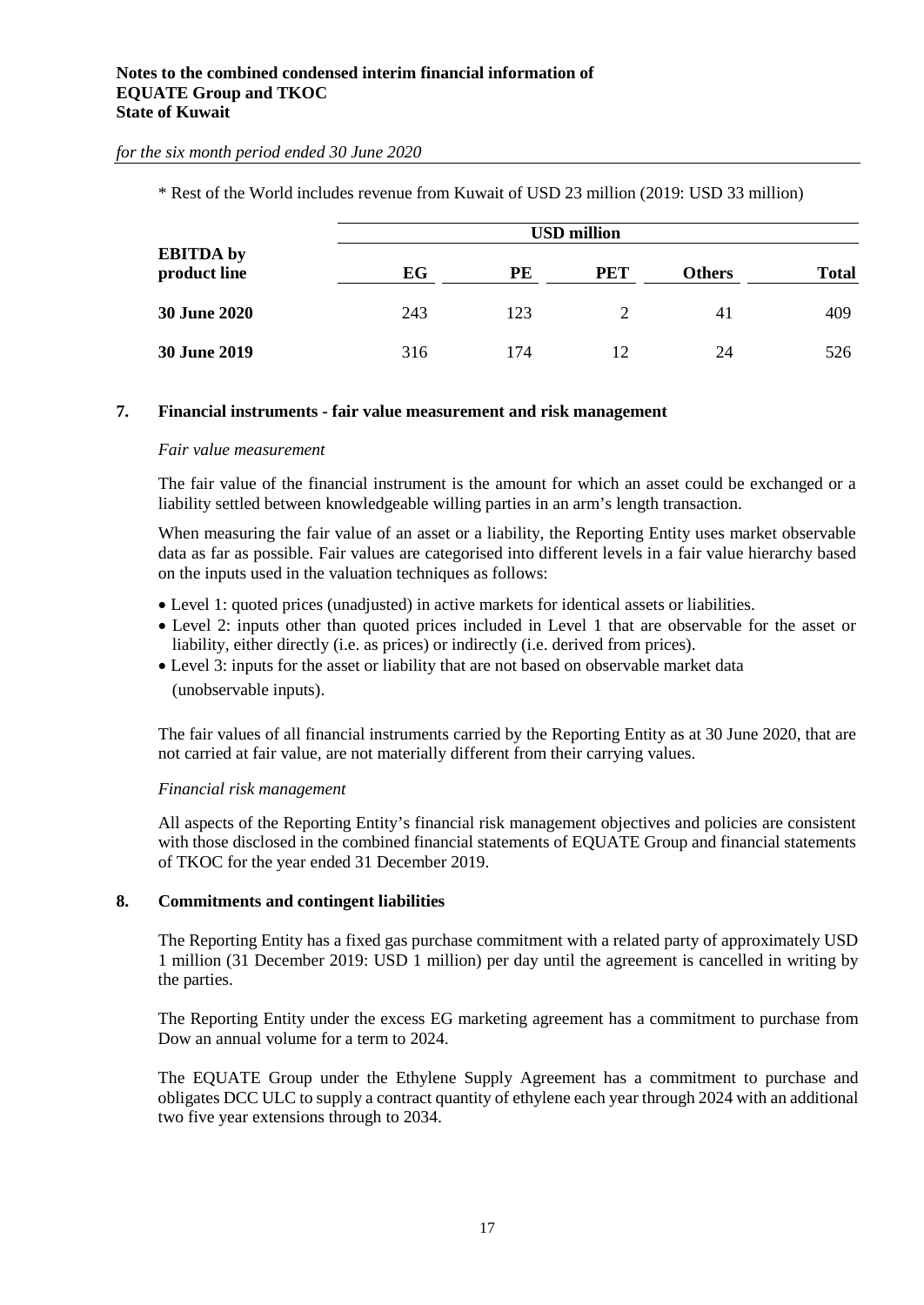\* Rest of the World includes revenue from Kuwait of USD 23 million (2019: USD 33 million)

| EBITDA by product line | USD million | | | | |
|---|---|---|---|---|---|
| | **EG** | **PE** | **PET** | **Others** | **Total** |
| **30 June 2020** | 243 | 123 | 2 | 41 | 409 |
| **30 June 2019** | 316 | 174 | 12 | 24 | 526 |

## 7. Financial instruments - fair value measurement and risk management

*Fair value measurement*

The fair value of the financial instrument is the amount for which an asset could be exchanged or a liability settled between knowledgeable willing parties in an arm's length transaction.

When measuring the fair value of an asset or a liability, the Reporting Entity uses market observable data as far as possible. Fair values are categorised into different levels in a fair value hierarchy based on the inputs used in the valuation techniques as follows:

- Level 1: quoted prices (unadjusted) in active markets for identical assets or liabilities.
- Level 2: inputs other than quoted prices included in Level 1 that are observable for the asset or liability, either directly (i.e. as prices) or indirectly (i.e. derived from prices).
- Level 3: inputs for the asset or liability that are not based on observable market data (unobservable inputs).

The fair values of all financial instruments carried by the Reporting Entity as at 30 June 2020, that are not carried at fair value, are not materially different from their carrying values.

*Financial risk management*

All aspects of the Reporting Entity's financial risk management objectives and policies are consistent with those disclosed in the combined financial statements of EQUATE Group and financial statements of TKOC for the year ended 31 December 2019.

## 8. Commitments and contingent liabilities

The Reporting Entity has a fixed gas purchase commitment with a related party of approximately USD 1 million (31 December 2019: USD 1 million) per day until the agreement is cancelled in writing by the parties.

The Reporting Entity under the excess EG marketing agreement has a commitment to purchase from Dow an annual volume for a term to 2024.

The EQUATE Group under the Ethylene Supply Agreement has a commitment to purchase and obligates DCC ULC to supply a contract quantity of ethylene each year through 2024 with an additional two five year extensions through to 2034.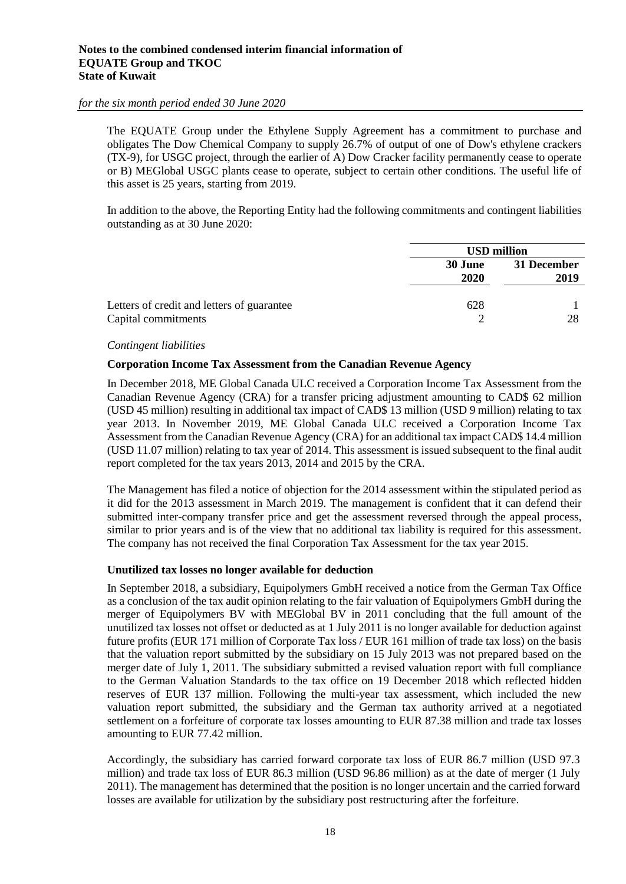The EQUATE Group under the Ethylene Supply Agreement has a commitment to purchase and obligates The Dow Chemical Company to supply 26.7% of output of one of Dow's ethylene crackers (TX-9), for USGC project, through the earlier of A) Dow Cracker facility permanently cease to operate or B) MEGlobal USGC plants cease to operate, subject to certain other conditions. The useful life of this asset is 25 years, starting from 2019.

In addition to the above, the Reporting Entity had the following commitments and contingent liabilities outstanding as at 30 June 2020:

| | USD million | |
|---|---|---|
| | 30 June 2020 | 31 December 2019 |
| Letters of credit and letters of guarantee | 628 | 1 |
| Capital commitments | 2 | 28 |

*Contingent liabilities*

**Corporation Income Tax Assessment from the Canadian Revenue Agency**

In December 2018, ME Global Canada ULC received a Corporation Income Tax Assessment from the Canadian Revenue Agency (CRA) for a transfer pricing adjustment amounting to CAD$ 62 million (USD 45 million) resulting in additional tax impact of CAD$ 13 million (USD 9 million) relating to tax year 2013. In November 2019, ME Global Canada ULC received a Corporation Income Tax Assessment from the Canadian Revenue Agency (CRA) for an additional tax impact CAD$ 14.4 million (USD 11.07 million) relating to tax year of 2014. This assessment is issued subsequent to the final audit report completed for the tax years 2013, 2014 and 2015 by the CRA.

The Management has filed a notice of objection for the 2014 assessment within the stipulated period as it did for the 2013 assessment in March 2019. The management is confident that it can defend their submitted inter-company transfer price and get the assessment reversed through the appeal process, similar to prior years and is of the view that no additional tax liability is required for this assessment. The company has not received the final Corporation Tax Assessment for the tax year 2015.

**Unutilized tax losses no longer available for deduction**

In September 2018, a subsidiary, Equipolymers GmbH received a notice from the German Tax Office as a conclusion of the tax audit opinion relating to the fair valuation of Equipolymers GmbH during the merger of Equipolymers BV with MEGlobal BV in 2011 concluding that the full amount of the unutilized tax losses not offset or deducted as at 1 July 2011 is no longer available for deduction against future profits (EUR 171 million of Corporate Tax loss / EUR 161 million of trade tax loss) on the basis that the valuation report submitted by the subsidiary on 15 July 2013 was not prepared based on the merger date of July 1, 2011. The subsidiary submitted a revised valuation report with full compliance to the German Valuation Standards to the tax office on 19 December 2018 which reflected hidden reserves of EUR 137 million. Following the multi-year tax assessment, which included the new valuation report submitted, the subsidiary and the German tax authority arrived at a negotiated settlement on a forfeiture of corporate tax losses amounting to EUR 87.38 million and trade tax losses amounting to EUR 77.42 million.

Accordingly, the subsidiary has carried forward corporate tax loss of EUR 86.7 million (USD 97.3 million) and trade tax loss of EUR 86.3 million (USD 96.86 million) as at the date of merger (1 July 2011). The management has determined that the position is no longer uncertain and the carried forward losses are available for utilization by the subsidiary post restructuring after the forfeiture.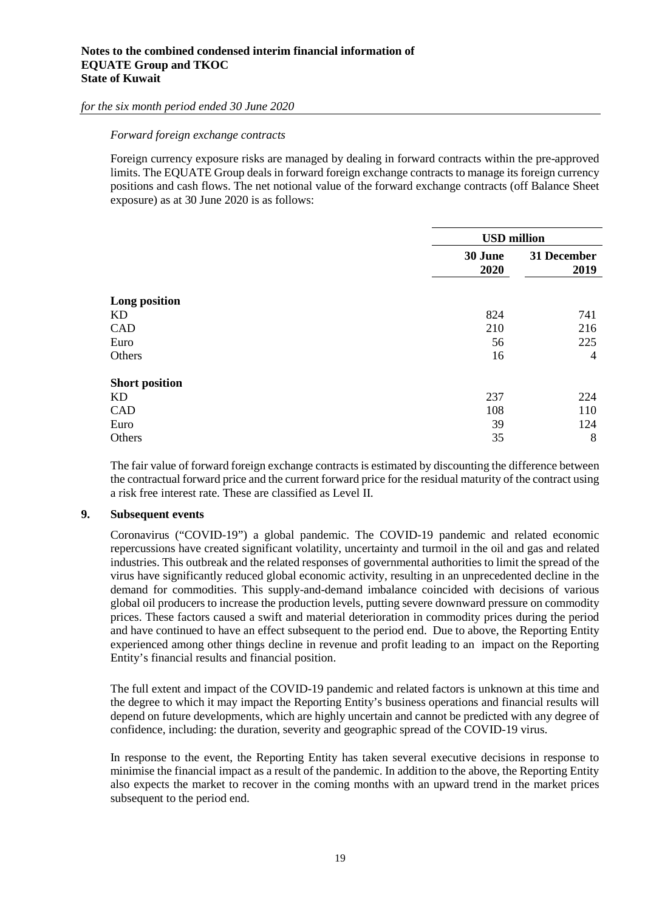*Forward foreign exchange contracts*

Foreign currency exposure risks are managed by dealing in forward contracts within the pre-approved limits. The EQUATE Group deals in forward foreign exchange contracts to manage its foreign currency positions and cash flows. The net notional value of the forward exchange contracts (off Balance Sheet exposure) as at 30 June 2020 is as follows:

| | USD million | |
|---|---|---|
| | **30 June 2020** | **31 December 2019** |
| **Long position** | | |
| KD | 824 | 741 |
| CAD | 210 | 216 |
| Euro | 56 | 225 |
| Others | 16 | 4 |
| **Short position** | | |
| KD | 237 | 224 |
| CAD | 108 | 110 |
| Euro | 39 | 124 |
| Others | 35 | 8 |

The fair value of forward foreign exchange contracts is estimated by discounting the difference between the contractual forward price and the current forward price for the residual maturity of the contract using a risk free interest rate. These are classified as Level II.

## 9. Subsequent events

Coronavirus ("COVID-19") a global pandemic. The COVID-19 pandemic and related economic repercussions have created significant volatility, uncertainty and turmoil in the oil and gas and related industries. This outbreak and the related responses of governmental authorities to limit the spread of the virus have significantly reduced global economic activity, resulting in an unprecedented decline in the demand for commodities. This supply-and-demand imbalance coincided with decisions of various global oil producers to increase the production levels, putting severe downward pressure on commodity prices. These factors caused a swift and material deterioration in commodity prices during the period and have continued to have an effect subsequent to the period end. Due to above, the Reporting Entity experienced among other things decline in revenue and profit leading to an impact on the Reporting Entity's financial results and financial position.

The full extent and impact of the COVID-19 pandemic and related factors is unknown at this time and the degree to which it may impact the Reporting Entity's business operations and financial results will depend on future developments, which are highly uncertain and cannot be predicted with any degree of confidence, including: the duration, severity and geographic spread of the COVID-19 virus.

In response to the event, the Reporting Entity has taken several executive decisions in response to minimise the financial impact as a result of the pandemic. In addition to the above, the Reporting Entity also expects the market to recover in the coming months with an upward trend in the market prices subsequent to the period end.